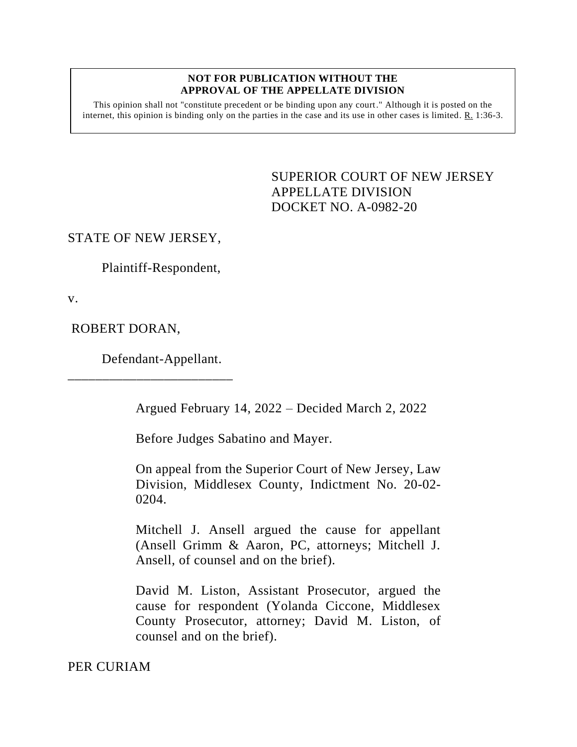**NOT FOR PUBLICATION WITHOUT THE APPROVAL OF THE APPELLATE DIVISION**

This opinion shall not "constitute precedent or be binding upon any court." Although it is posted on the internet, this opinion is binding only on the parties in the case and its use in other cases is limited. R. 1:36-3.

SUPERIOR COURT OF NEW JERSEY
APPELLATE DIVISION
DOCKET NO. A-0982-20

STATE OF NEW JERSEY,

Plaintiff-Respondent,

v.

ROBERT DORAN,

Defendant-Appellant.

\_\_\_\_\_\_\_\_\_\_\_\_\_\_\_\_\_\_\_\_\_\_\_\_\_

Argued February 14, 2022 – Decided March 2, 2022

Before Judges Sabatino and Mayer.

On appeal from the Superior Court of New Jersey, Law Division, Middlesex County, Indictment No. 20-02-0204.

Mitchell J. Ansell argued the cause for appellant (Ansell Grimm & Aaron, PC, attorneys; Mitchell J. Ansell, of counsel and on the brief).

David M. Liston, Assistant Prosecutor, argued the cause for respondent (Yolanda Ciccone, Middlesex County Prosecutor, attorney; David M. Liston, of counsel and on the brief).

PER CURIAM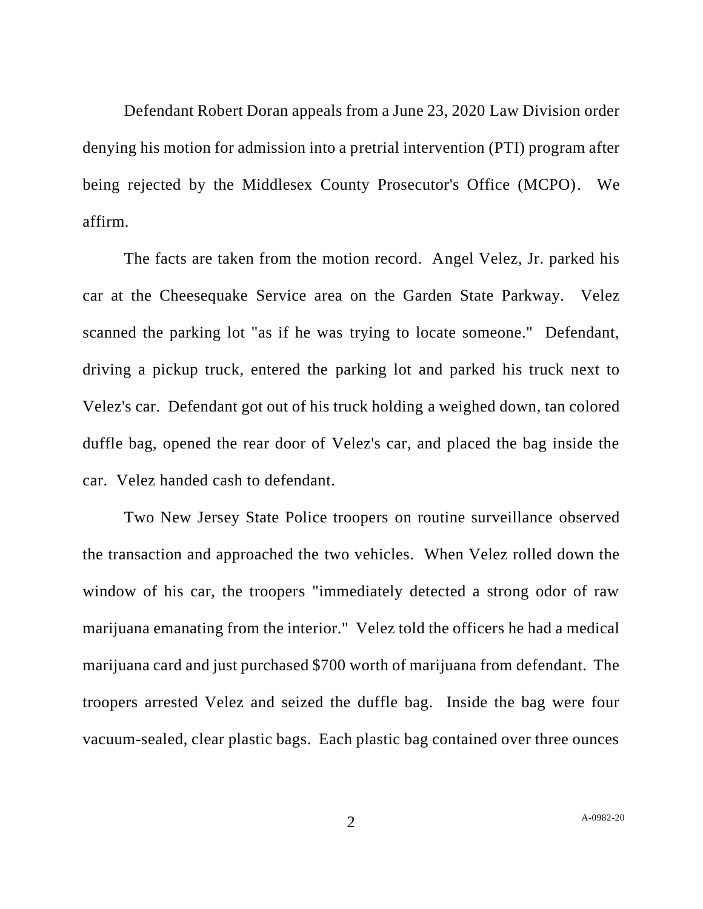Defendant Robert Doran appeals from a June 23, 2020 Law Division order denying his motion for admission into a pretrial intervention (PTI) program after being rejected by the Middlesex County Prosecutor's Office (MCPO). We affirm.

The facts are taken from the motion record. Angel Velez, Jr. parked his car at the Cheesequake Service area on the Garden State Parkway. Velez scanned the parking lot "as if he was trying to locate someone." Defendant, driving a pickup truck, entered the parking lot and parked his truck next to Velez's car. Defendant got out of his truck holding a weighed down, tan colored duffle bag, opened the rear door of Velez's car, and placed the bag inside the car. Velez handed cash to defendant.

Two New Jersey State Police troopers on routine surveillance observed the transaction and approached the two vehicles. When Velez rolled down the window of his car, the troopers "immediately detected a strong odor of raw marijuana emanating from the interior." Velez told the officers he had a medical marijuana card and just purchased $700 worth of marijuana from defendant. The troopers arrested Velez and seized the duffle bag. Inside the bag were four vacuum-sealed, clear plastic bags. Each plastic bag contained over three ounces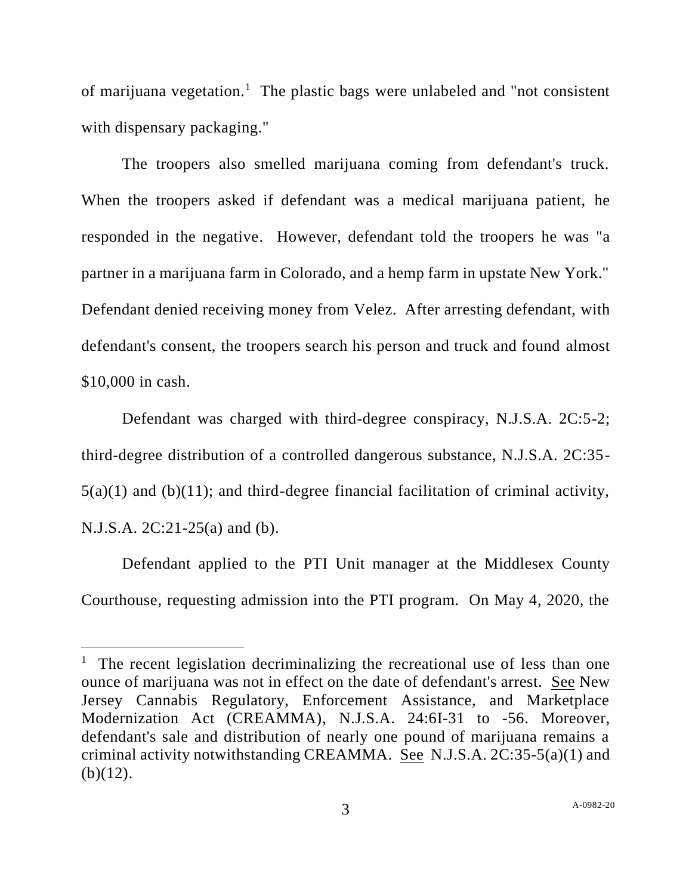of marijuana vegetation.[1] The plastic bags were unlabeled and "not consistent with dispensary packaging."

The troopers also smelled marijuana coming from defendant's truck. When the troopers asked if defendant was a medical marijuana patient, he responded in the negative. However, defendant told the troopers he was "a partner in a marijuana farm in Colorado, and a hemp farm in upstate New York." Defendant denied receiving money from Velez. After arresting defendant, with defendant's consent, the troopers search his person and truck and found almost $10,000 in cash.

Defendant was charged with third-degree conspiracy, N.J.S.A. 2C:5-2; third-degree distribution of a controlled dangerous substance, N.J.S.A. 2C:35-5(a)(1) and (b)(11); and third-degree financial facilitation of criminal activity, N.J.S.A. 2C:21-25(a) and (b).

Defendant applied to the PTI Unit manager at the Middlesex County Courthouse, requesting admission into the PTI program. On May 4, 2020, the

---

[1] The recent legislation decriminalizing the recreational use of less than one ounce of marijuana was not in effect on the date of defendant's arrest. See New Jersey Cannabis Regulatory, Enforcement Assistance, and Marketplace Modernization Act (CREAMMA), N.J.S.A. 24:6I-31 to -56. Moreover, defendant's sale and distribution of nearly one pound of marijuana remains a criminal activity notwithstanding CREAMMA. See N.J.S.A. 2C:35-5(a)(1) and (b)(12).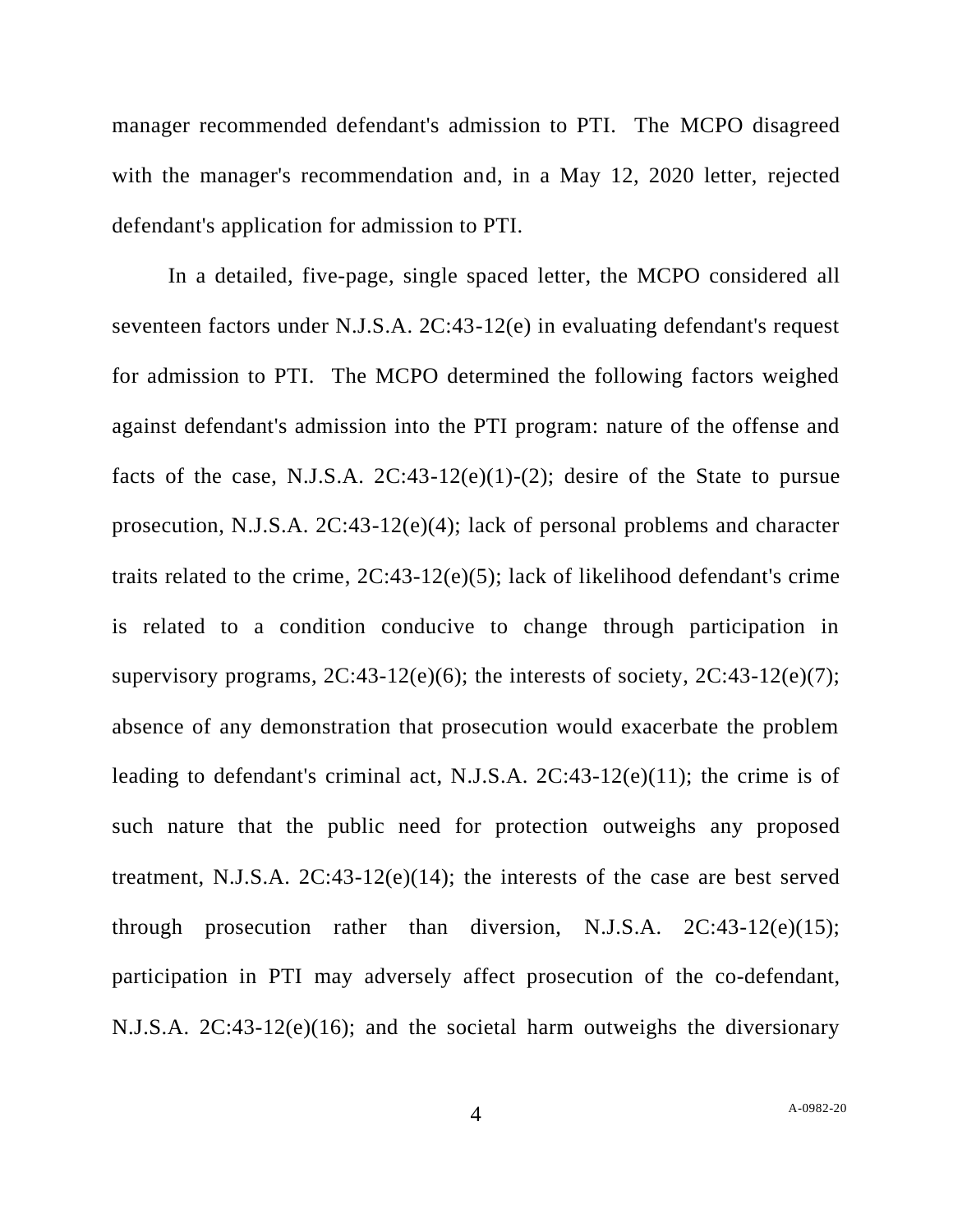manager recommended defendant's admission to PTI. The MCPO disagreed with the manager's recommendation and, in a May 12, 2020 letter, rejected defendant's application for admission to PTI.

In a detailed, five-page, single spaced letter, the MCPO considered all seventeen factors under N.J.S.A. 2C:43-12(e) in evaluating defendant's request for admission to PTI. The MCPO determined the following factors weighed against defendant's admission into the PTI program: nature of the offense and facts of the case, N.J.S.A. 2C:43-12(e)(1)-(2); desire of the State to pursue prosecution, N.J.S.A. 2C:43-12(e)(4); lack of personal problems and character traits related to the crime, 2C:43-12(e)(5); lack of likelihood defendant's crime is related to a condition conducive to change through participation in supervisory programs, 2C:43-12(e)(6); the interests of society, 2C:43-12(e)(7); absence of any demonstration that prosecution would exacerbate the problem leading to defendant's criminal act, N.J.S.A. 2C:43-12(e)(11); the crime is of such nature that the public need for protection outweighs any proposed treatment, N.J.S.A. 2C:43-12(e)(14); the interests of the case are best served through prosecution rather than diversion, N.J.S.A. 2C:43-12(e)(15); participation in PTI may adversely affect prosecution of the co-defendant, N.J.S.A. 2C:43-12(e)(16); and the societal harm outweighs the diversionary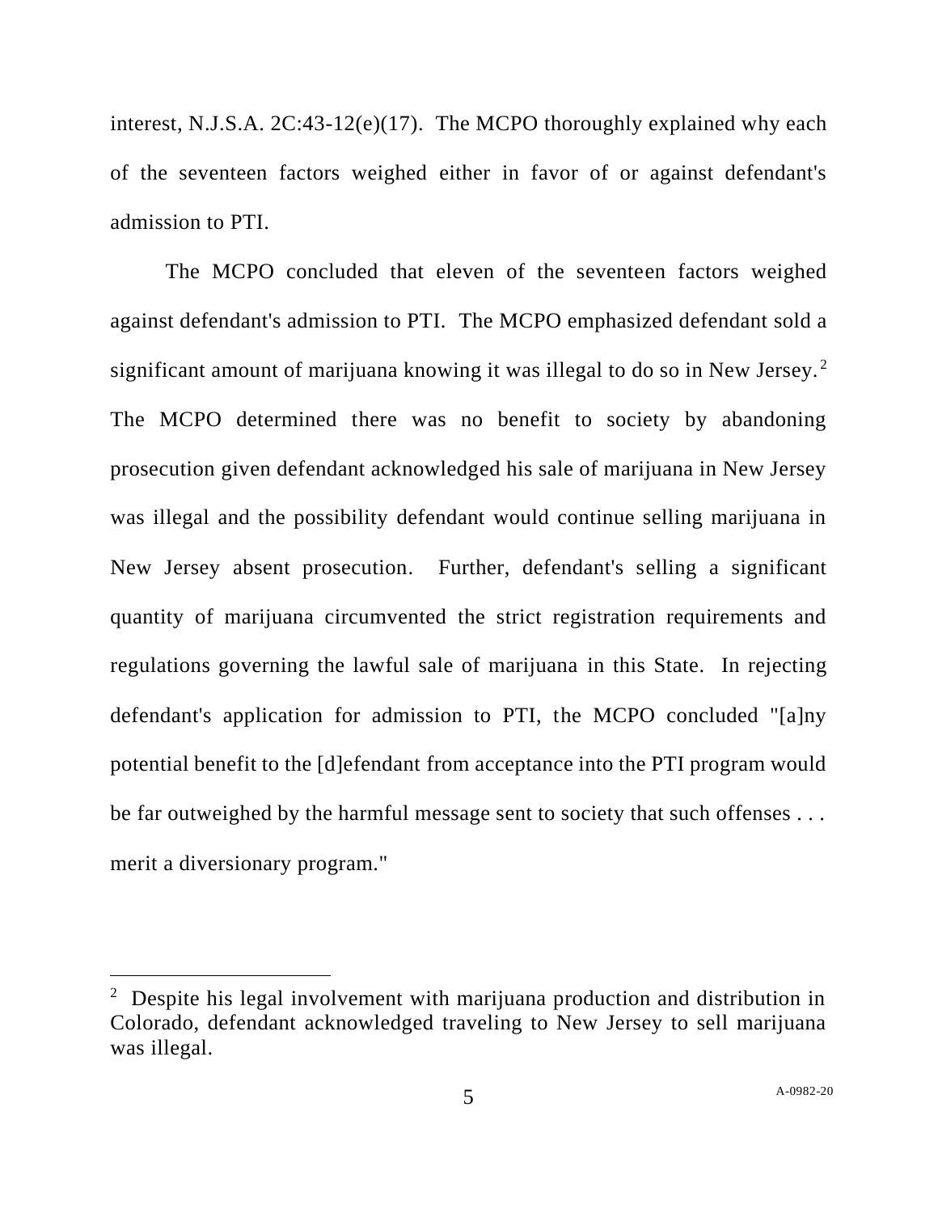interest, N.J.S.A. 2C:43-12(e)(17). The MCPO thoroughly explained why each of the seventeen factors weighed either in favor of or against defendant's admission to PTI.

The MCPO concluded that eleven of the seventeen factors weighed against defendant's admission to PTI. The MCPO emphasized defendant sold a significant amount of marijuana knowing it was illegal to do so in New Jersey.[2] The MCPO determined there was no benefit to society by abandoning prosecution given defendant acknowledged his sale of marijuana in New Jersey was illegal and the possibility defendant would continue selling marijuana in New Jersey absent prosecution. Further, defendant's selling a significant quantity of marijuana circumvented the strict registration requirements and regulations governing the lawful sale of marijuana in this State. In rejecting defendant's application for admission to PTI, the MCPO concluded "[a]ny potential benefit to the [d]efendant from acceptance into the PTI program would be far outweighed by the harmful message sent to society that such offenses . . . merit a diversionary program."

---

[2] Despite his legal involvement with marijuana production and distribution in Colorado, defendant acknowledged traveling to New Jersey to sell marijuana was illegal.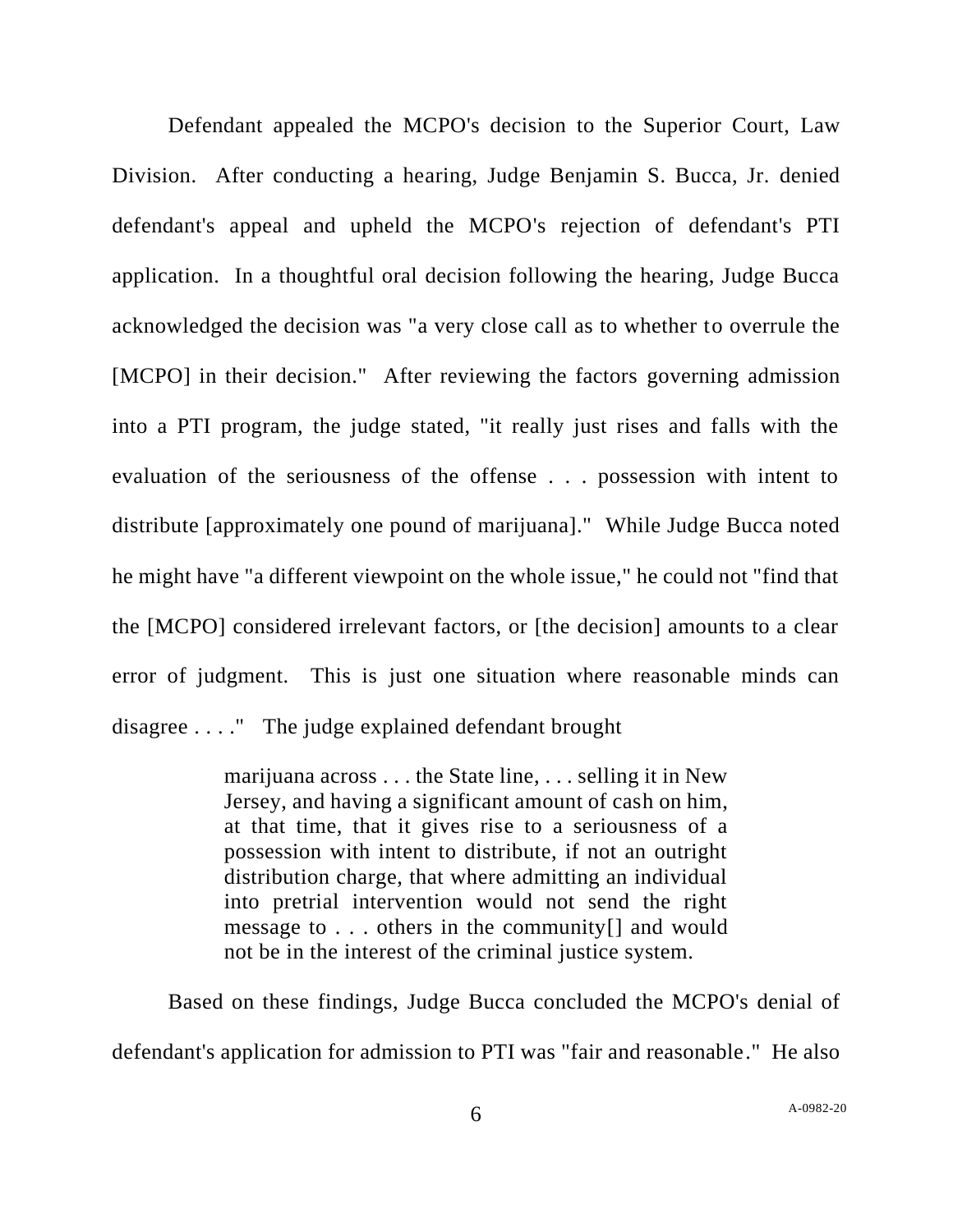Defendant appealed the MCPO's decision to the Superior Court, Law Division. After conducting a hearing, Judge Benjamin S. Bucca, Jr. denied defendant's appeal and upheld the MCPO's rejection of defendant's PTI application. In a thoughtful oral decision following the hearing, Judge Bucca acknowledged the decision was "a very close call as to whether to overrule the [MCPO] in their decision." After reviewing the factors governing admission into a PTI program, the judge stated, "it really just rises and falls with the evaluation of the seriousness of the offense . . . possession with intent to distribute [approximately one pound of marijuana]." While Judge Bucca noted he might have "a different viewpoint on the whole issue," he could not "find that the [MCPO] considered irrelevant factors, or [the decision] amounts to a clear error of judgment. This is just one situation where reasonable minds can disagree . . . ." The judge explained defendant brought

> marijuana across . . . the State line, . . . selling it in New Jersey, and having a significant amount of cash on him, at that time, that it gives rise to a seriousness of a possession with intent to distribute, if not an outright distribution charge, that where admitting an individual into pretrial intervention would not send the right message to . . . others in the community[] and would not be in the interest of the criminal justice system.

Based on these findings, Judge Bucca concluded the MCPO's denial of defendant's application for admission to PTI was "fair and reasonable." He also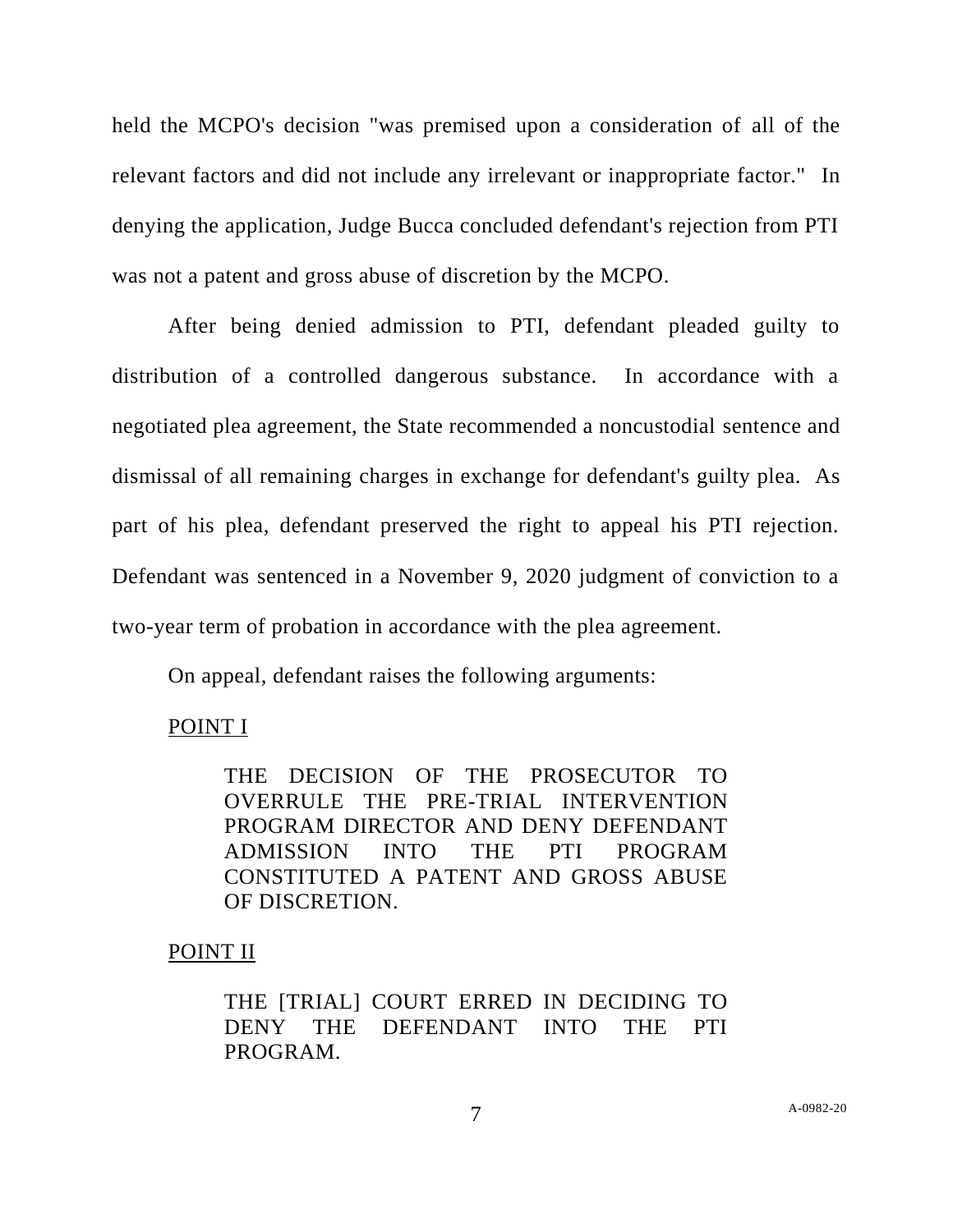held the MCPO's decision "was premised upon a consideration of all of the relevant factors and did not include any irrelevant or inappropriate factor." In denying the application, Judge Bucca concluded defendant's rejection from PTI was not a patent and gross abuse of discretion by the MCPO.

After being denied admission to PTI, defendant pleaded guilty to distribution of a controlled dangerous substance. In accordance with a negotiated plea agreement, the State recommended a noncustodial sentence and dismissal of all remaining charges in exchange for defendant's guilty plea. As part of his plea, defendant preserved the right to appeal his PTI rejection. Defendant was sentenced in a November 9, 2020 judgment of conviction to a two-year term of probation in accordance with the plea agreement.

On appeal, defendant raises the following arguments:

<u>POINT I</u>

> THE DECISION OF THE PROSECUTOR TO OVERRULE THE PRE-TRIAL INTERVENTION PROGRAM DIRECTOR AND DENY DEFENDANT ADMISSION INTO THE PTI PROGRAM CONSTITUTED A PATENT AND GROSS ABUSE OF DISCRETION.

<u>POINT II</u>

> THE [TRIAL] COURT ERRED IN DECIDING TO DENY THE DEFENDANT INTO THE PTI PROGRAM.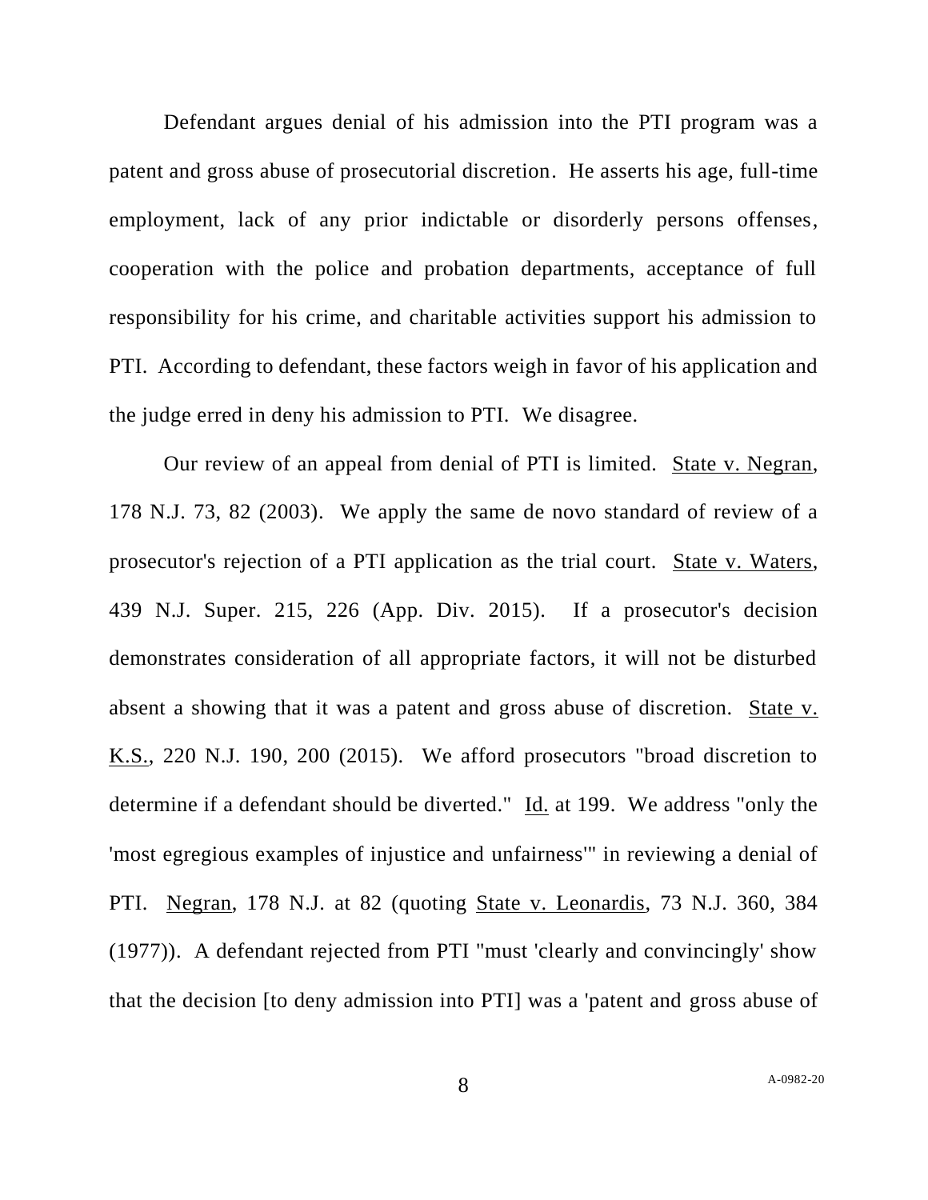Defendant argues denial of his admission into the PTI program was a patent and gross abuse of prosecutorial discretion. He asserts his age, full-time employment, lack of any prior indictable or disorderly persons offenses, cooperation with the police and probation departments, acceptance of full responsibility for his crime, and charitable activities support his admission to PTI. According to defendant, these factors weigh in favor of his application and the judge erred in deny his admission to PTI. We disagree.

Our review of an appeal from denial of PTI is limited. State v. Negran, 178 N.J. 73, 82 (2003). We apply the same de novo standard of review of a prosecutor's rejection of a PTI application as the trial court. State v. Waters, 439 N.J. Super. 215, 226 (App. Div. 2015). If a prosecutor's decision demonstrates consideration of all appropriate factors, it will not be disturbed absent a showing that it was a patent and gross abuse of discretion. State v. K.S., 220 N.J. 190, 200 (2015). We afford prosecutors "broad discretion to determine if a defendant should be diverted." Id. at 199. We address "only the 'most egregious examples of injustice and unfairness'" in reviewing a denial of PTI. Negran, 178 N.J. at 82 (quoting State v. Leonardis, 73 N.J. 360, 384 (1977)). A defendant rejected from PTI "must 'clearly and convincingly' show that the decision [to deny admission into PTI] was a 'patent and gross abuse of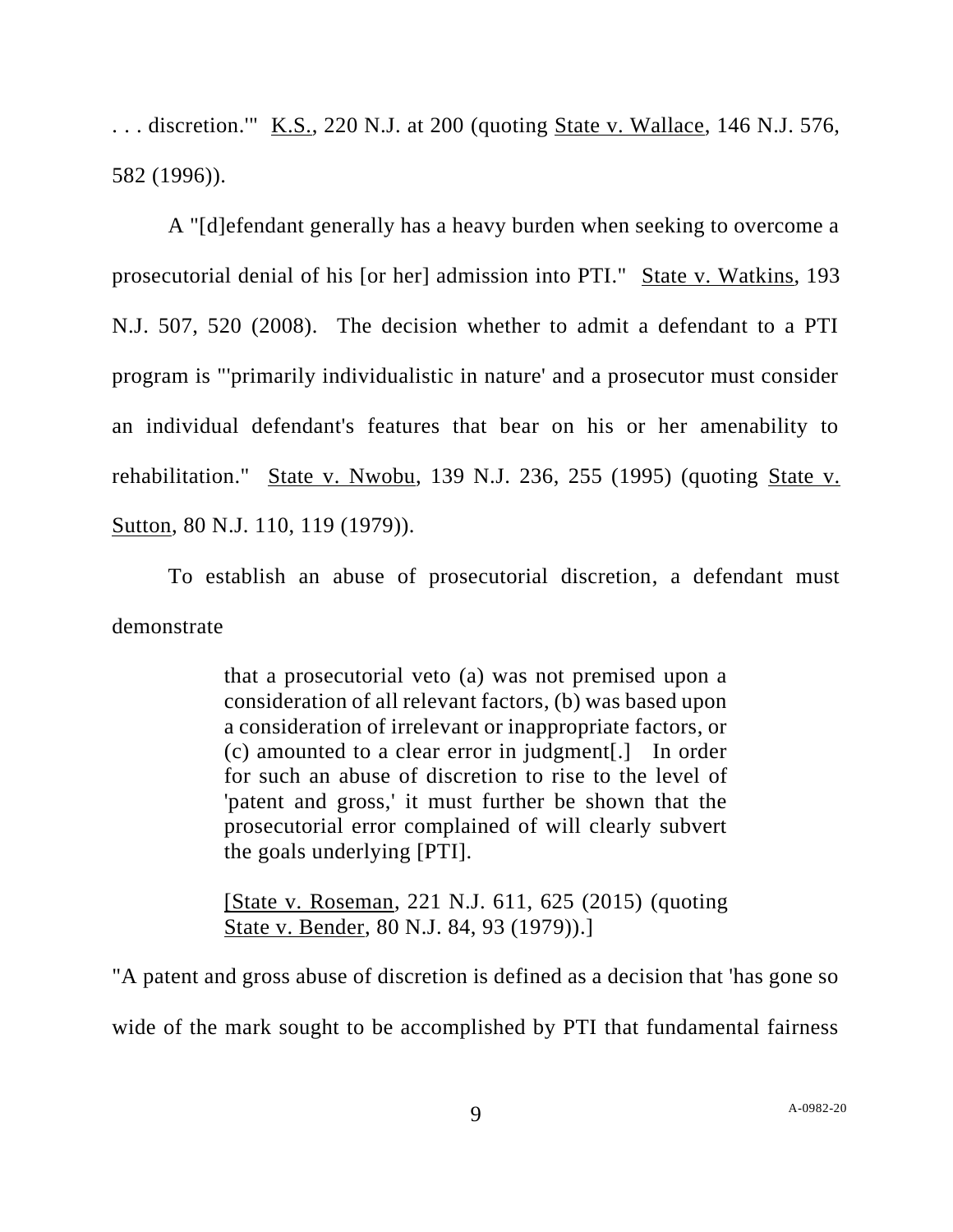. . . discretion.'" K.S., 220 N.J. at 200 (quoting State v. Wallace, 146 N.J. 576, 582 (1996)).

A "[d]efendant generally has a heavy burden when seeking to overcome a prosecutorial denial of his [or her] admission into PTI." State v. Watkins, 193 N.J. 507, 520 (2008). The decision whether to admit a defendant to a PTI program is "'primarily individualistic in nature' and a prosecutor must consider an individual defendant's features that bear on his or her amenability to rehabilitation." State v. Nwobu, 139 N.J. 236, 255 (1995) (quoting State v. Sutton, 80 N.J. 110, 119 (1979)).

To establish an abuse of prosecutorial discretion, a defendant must demonstrate

> that a prosecutorial veto (a) was not premised upon a consideration of all relevant factors, (b) was based upon a consideration of irrelevant or inappropriate factors, or (c) amounted to a clear error in judgment[.] In order for such an abuse of discretion to rise to the level of 'patent and gross,' it must further be shown that the prosecutorial error complained of will clearly subvert the goals underlying [PTI].
>
> [State v. Roseman, 221 N.J. 611, 625 (2015) (quoting State v. Bender, 80 N.J. 84, 93 (1979)).]

"A patent and gross abuse of discretion is defined as a decision that 'has gone so wide of the mark sought to be accomplished by PTI that fundamental fairness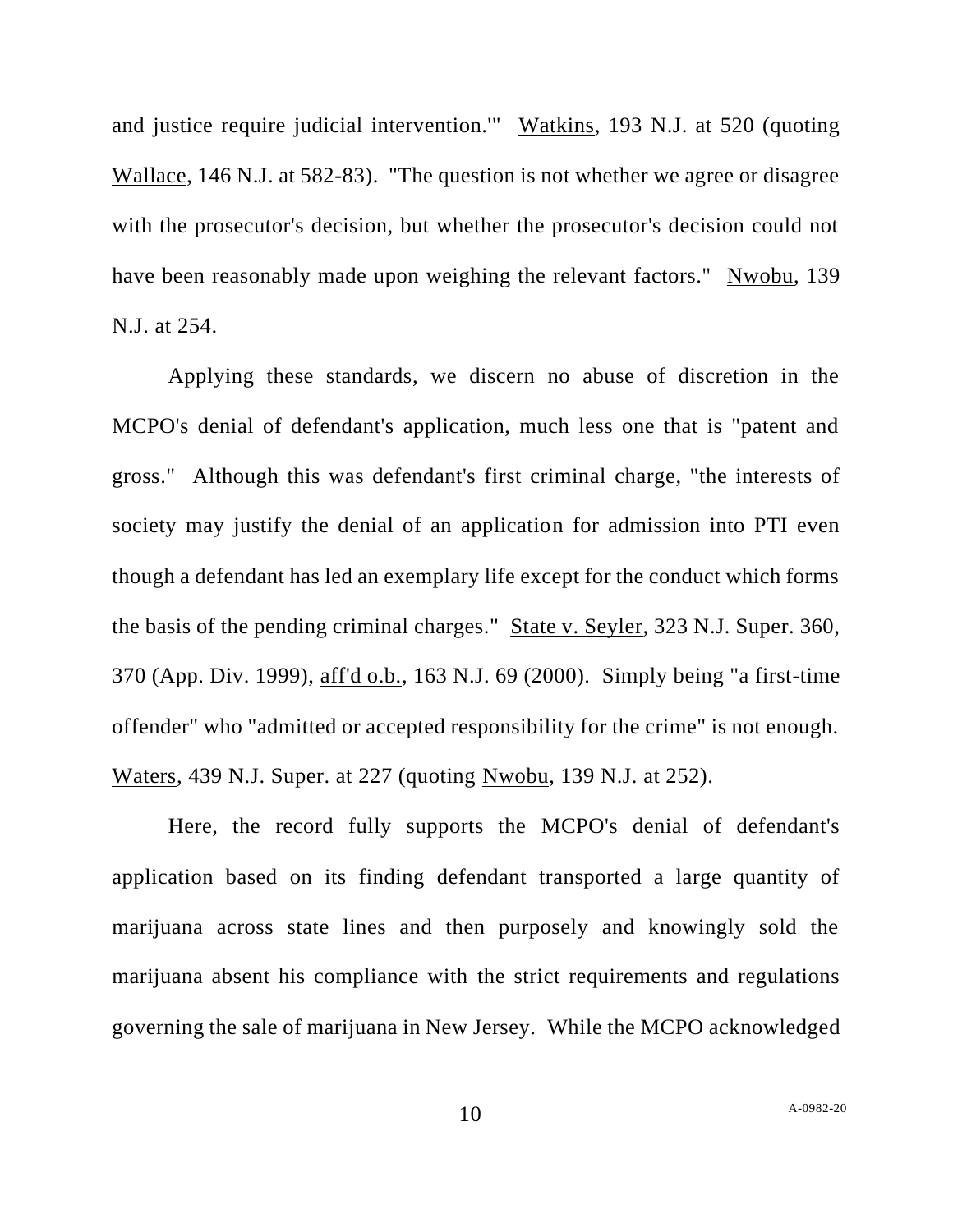and justice require judicial intervention.'" Watkins, 193 N.J. at 520 (quoting Wallace, 146 N.J. at 582-83). "The question is not whether we agree or disagree with the prosecutor's decision, but whether the prosecutor's decision could not have been reasonably made upon weighing the relevant factors." Nwobu, 139 N.J. at 254.

Applying these standards, we discern no abuse of discretion in the MCPO's denial of defendant's application, much less one that is "patent and gross." Although this was defendant's first criminal charge, "the interests of society may justify the denial of an application for admission into PTI even though a defendant has led an exemplary life except for the conduct which forms the basis of the pending criminal charges." State v. Seyler, 323 N.J. Super. 360, 370 (App. Div. 1999), aff'd o.b., 163 N.J. 69 (2000). Simply being "a first-time offender" who "admitted or accepted responsibility for the crime" is not enough. Waters, 439 N.J. Super. at 227 (quoting Nwobu, 139 N.J. at 252).

Here, the record fully supports the MCPO's denial of defendant's application based on its finding defendant transported a large quantity of marijuana across state lines and then purposely and knowingly sold the marijuana absent his compliance with the strict requirements and regulations governing the sale of marijuana in New Jersey. While the MCPO acknowledged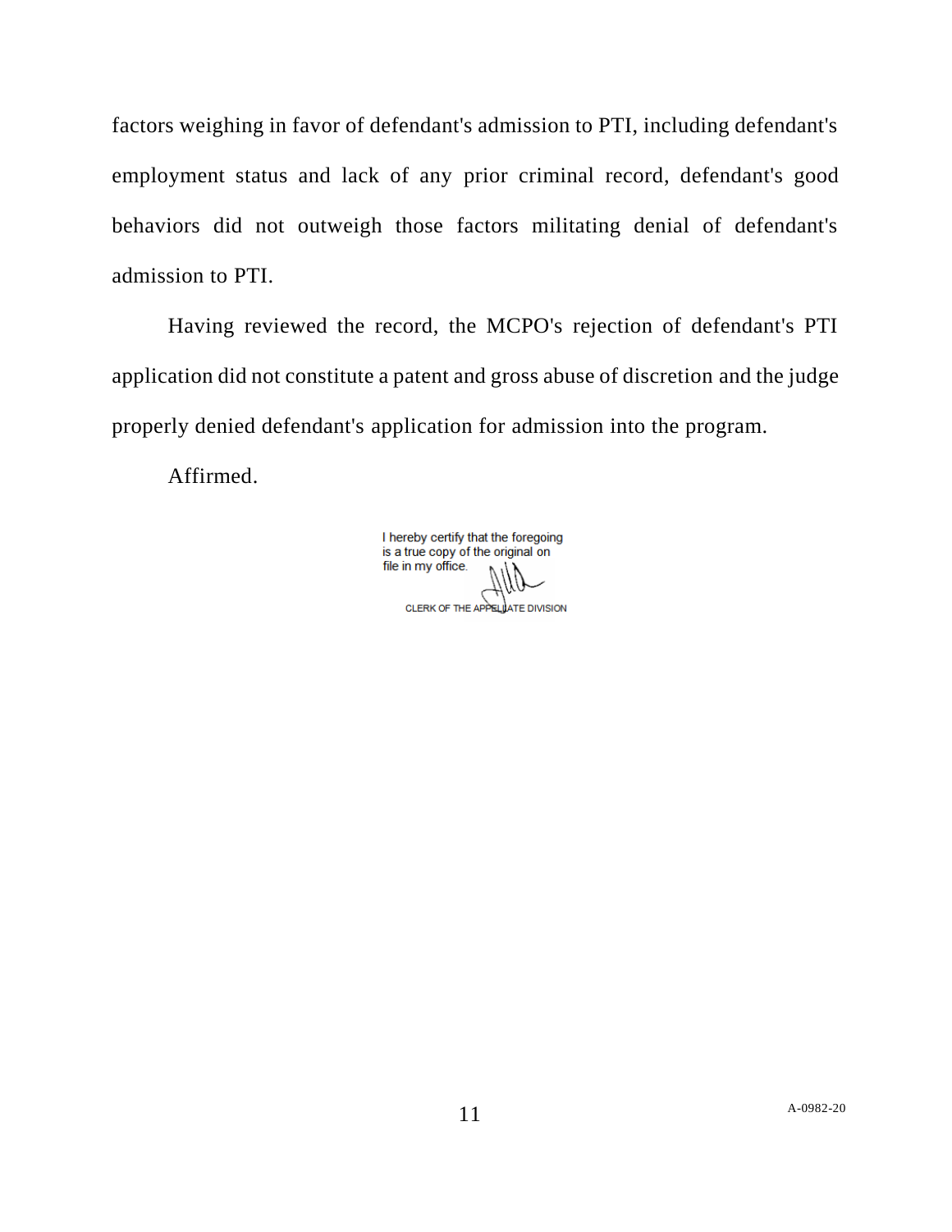factors weighing in favor of defendant's admission to PTI, including defendant's employment status and lack of any prior criminal record, defendant's good behaviors did not outweigh those factors militating denial of defendant's admission to PTI.

Having reviewed the record, the MCPO's rejection of defendant's PTI application did not constitute a patent and gross abuse of discretion and the judge properly denied defendant's application for admission into the program.

Affirmed.

I hereby certify that the foregoing is a true copy of the original on file in my office.

CLERK OF THE APPELLATE DIVISION